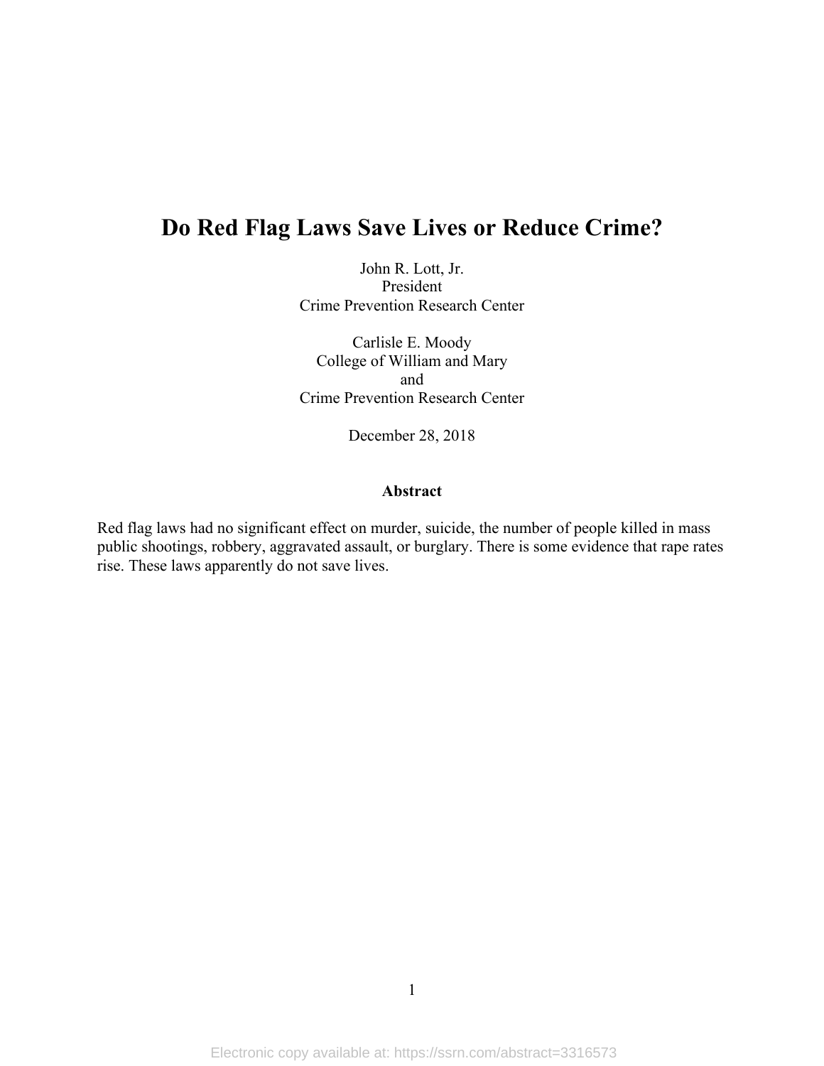# Do Red Flag Laws Save Lives or Reduce Crime?

John R. Lott, Jr.
President
Crime Prevention Research Center

Carlisle E. Moody
College of William and Mary
and
Crime Prevention Research Center

December 28, 2018

**Abstract**

Red flag laws had no significant effect on murder, suicide, the number of people killed in mass public shootings, robbery, aggravated assault, or burglary. There is some evidence that rape rates rise. These laws apparently do not save lives.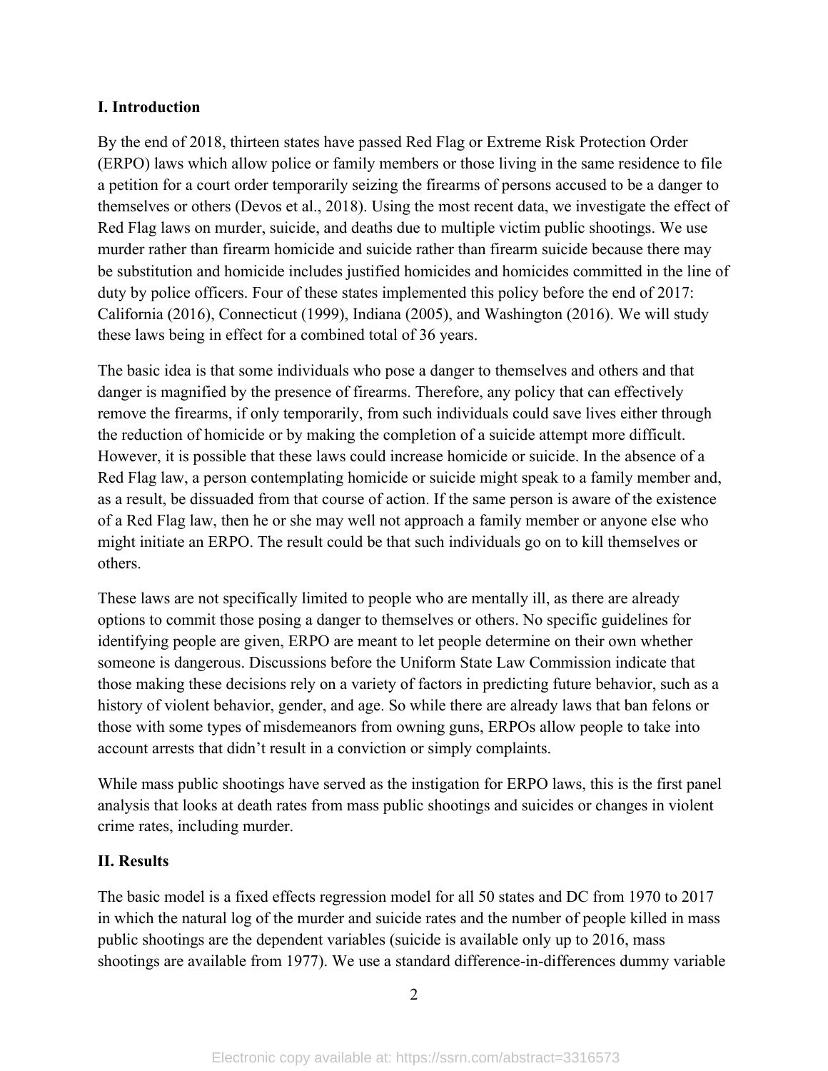## I. Introduction

By the end of 2018, thirteen states have passed Red Flag or Extreme Risk Protection Order (ERPO) laws which allow police or family members or those living in the same residence to file a petition for a court order temporarily seizing the firearms of persons accused to be a danger to themselves or others (Devos et al., 2018). Using the most recent data, we investigate the effect of Red Flag laws on murder, suicide, and deaths due to multiple victim public shootings. We use murder rather than firearm homicide and suicide rather than firearm suicide because there may be substitution and homicide includes justified homicides and homicides committed in the line of duty by police officers. Four of these states implemented this policy before the end of 2017: California (2016), Connecticut (1999), Indiana (2005), and Washington (2016). We will study these laws being in effect for a combined total of 36 years.

The basic idea is that some individuals who pose a danger to themselves and others and that danger is magnified by the presence of firearms. Therefore, any policy that can effectively remove the firearms, if only temporarily, from such individuals could save lives either through the reduction of homicide or by making the completion of a suicide attempt more difficult. However, it is possible that these laws could increase homicide or suicide. In the absence of a Red Flag law, a person contemplating homicide or suicide might speak to a family member and, as a result, be dissuaded from that course of action. If the same person is aware of the existence of a Red Flag law, then he or she may well not approach a family member or anyone else who might initiate an ERPO. The result could be that such individuals go on to kill themselves or others.

These laws are not specifically limited to people who are mentally ill, as there are already options to commit those posing a danger to themselves or others. No specific guidelines for identifying people are given, ERPO are meant to let people determine on their own whether someone is dangerous. Discussions before the Uniform State Law Commission indicate that those making these decisions rely on a variety of factors in predicting future behavior, such as a history of violent behavior, gender, and age. So while there are already laws that ban felons or those with some types of misdemeanors from owning guns, ERPOs allow people to take into account arrests that didn't result in a conviction or simply complaints.

While mass public shootings have served as the instigation for ERPO laws, this is the first panel analysis that looks at death rates from mass public shootings and suicides or changes in violent crime rates, including murder.

## II. Results

The basic model is a fixed effects regression model for all 50 states and DC from 1970 to 2017 in which the natural log of the murder and suicide rates and the number of people killed in mass public shootings are the dependent variables (suicide is available only up to 2016, mass shootings are available from 1977). We use a standard difference-in-differences dummy variable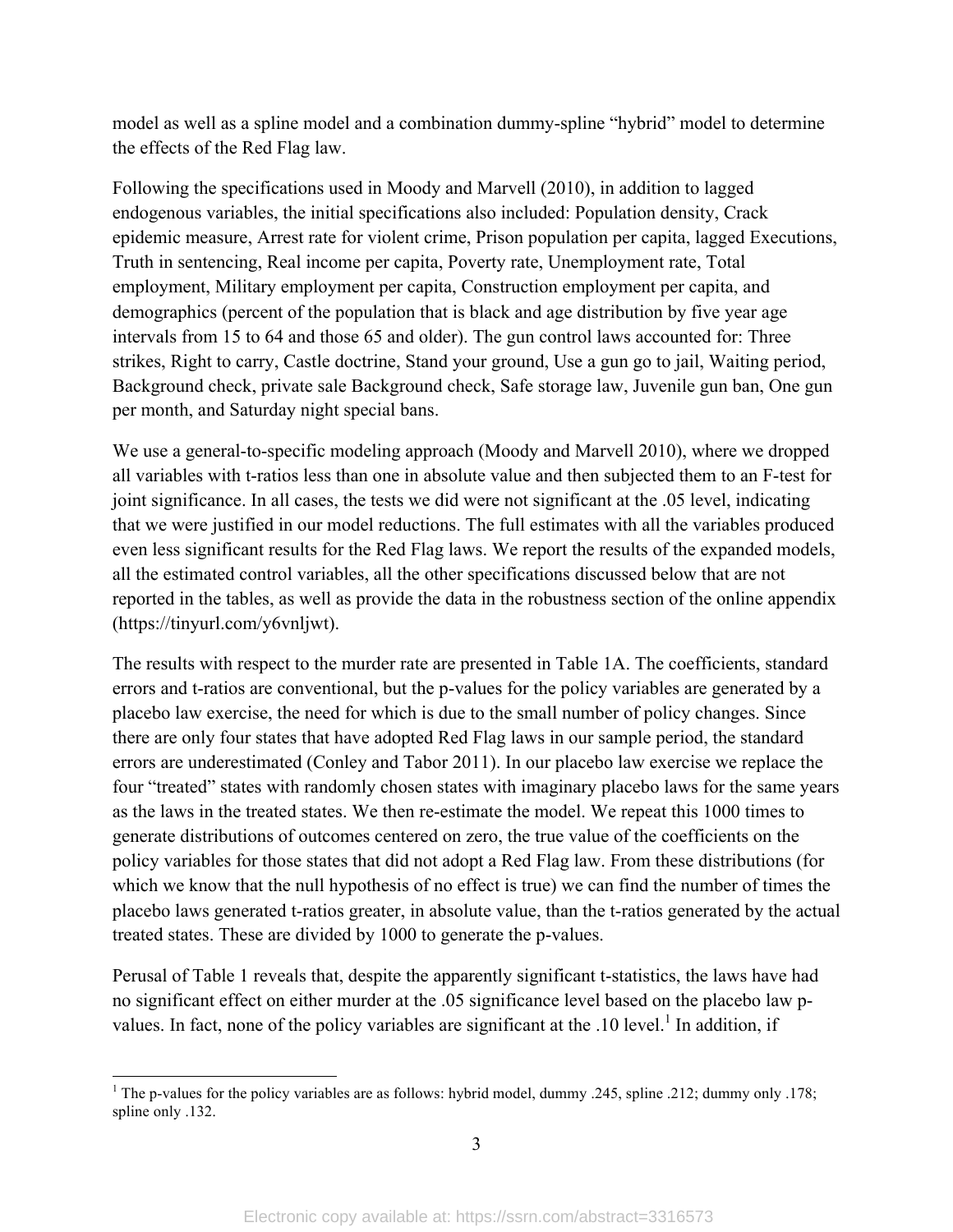model as well as a spline model and a combination dummy-spline "hybrid" model to determine the effects of the Red Flag law.

Following the specifications used in Moody and Marvell (2010), in addition to lagged endogenous variables, the initial specifications also included: Population density, Crack epidemic measure, Arrest rate for violent crime, Prison population per capita, lagged Executions, Truth in sentencing, Real income per capita, Poverty rate, Unemployment rate, Total employment, Military employment per capita, Construction employment per capita, and demographics (percent of the population that is black and age distribution by five year age intervals from 15 to 64 and those 65 and older). The gun control laws accounted for: Three strikes, Right to carry, Castle doctrine, Stand your ground, Use a gun go to jail, Waiting period, Background check, private sale Background check, Safe storage law, Juvenile gun ban, One gun per month, and Saturday night special bans.

We use a general-to-specific modeling approach (Moody and Marvell 2010), where we dropped all variables with t-ratios less than one in absolute value and then subjected them to an F-test for joint significance. In all cases, the tests we did were not significant at the .05 level, indicating that we were justified in our model reductions. The full estimates with all the variables produced even less significant results for the Red Flag laws. We report the results of the expanded models, all the estimated control variables, all the other specifications discussed below that are not reported in the tables, as well as provide the data in the robustness section of the online appendix (https://tinyurl.com/y6vnljwt).

The results with respect to the murder rate are presented in Table 1A. The coefficients, standard errors and t-ratios are conventional, but the p-values for the policy variables are generated by a placebo law exercise, the need for which is due to the small number of policy changes. Since there are only four states that have adopted Red Flag laws in our sample period, the standard errors are underestimated (Conley and Tabor 2011). In our placebo law exercise we replace the four "treated" states with randomly chosen states with imaginary placebo laws for the same years as the laws in the treated states. We then re-estimate the model. We repeat this 1000 times to generate distributions of outcomes centered on zero, the true value of the coefficients on the policy variables for those states that did not adopt a Red Flag law. From these distributions (for which we know that the null hypothesis of no effect is true) we can find the number of times the placebo laws generated t-ratios greater, in absolute value, than the t-ratios generated by the actual treated states. These are divided by 1000 to generate the p-values.

Perusal of Table 1 reveals that, despite the apparently significant t-statistics, the laws have had no significant effect on either murder at the .05 significance level based on the placebo law p-values. In fact, none of the policy variables are significant at the .10 level.[1] In addition, if

[1] The p-values for the policy variables are as follows: hybrid model, dummy .245, spline .212; dummy only .178; spline only .132.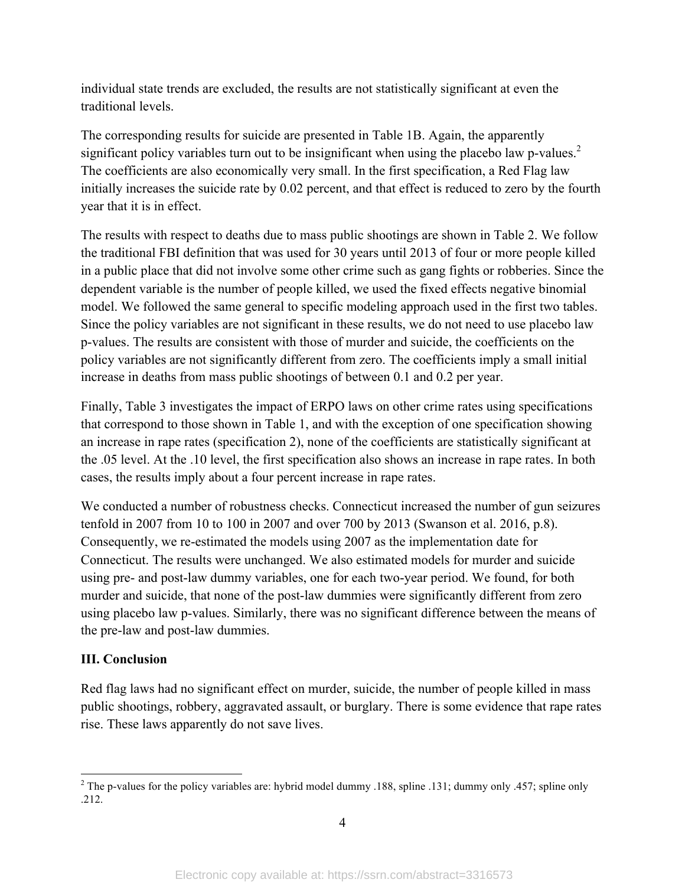individual state trends are excluded, the results are not statistically significant at even the traditional levels.

The corresponding results for suicide are presented in Table 1B. Again, the apparently significant policy variables turn out to be insignificant when using the placebo law p-values.[2] The coefficients are also economically very small. In the first specification, a Red Flag law initially increases the suicide rate by 0.02 percent, and that effect is reduced to zero by the fourth year that it is in effect.

The results with respect to deaths due to mass public shootings are shown in Table 2. We follow the traditional FBI definition that was used for 30 years until 2013 of four or more people killed in a public place that did not involve some other crime such as gang fights or robberies. Since the dependent variable is the number of people killed, we used the fixed effects negative binomial model. We followed the same general to specific modeling approach used in the first two tables. Since the policy variables are not significant in these results, we do not need to use placebo law p-values. The results are consistent with those of murder and suicide, the coefficients on the policy variables are not significantly different from zero. The coefficients imply a small initial increase in deaths from mass public shootings of between 0.1 and 0.2 per year.

Finally, Table 3 investigates the impact of ERPO laws on other crime rates using specifications that correspond to those shown in Table 1, and with the exception of one specification showing an increase in rape rates (specification 2), none of the coefficients are statistically significant at the .05 level. At the .10 level, the first specification also shows an increase in rape rates. In both cases, the results imply about a four percent increase in rape rates.

We conducted a number of robustness checks. Connecticut increased the number of gun seizures tenfold in 2007 from 10 to 100 in 2007 and over 700 by 2013 (Swanson et al. 2016, p.8). Consequently, we re-estimated the models using 2007 as the implementation date for Connecticut. The results were unchanged. We also estimated models for murder and suicide using pre- and post-law dummy variables, one for each two-year period. We found, for both murder and suicide, that none of the post-law dummies were significantly different from zero using placebo law p-values. Similarly, there was no significant difference between the means of the pre-law and post-law dummies.

## III. Conclusion

Red flag laws had no significant effect on murder, suicide, the number of people killed in mass public shootings, robbery, aggravated assault, or burglary. There is some evidence that rape rates rise. These laws apparently do not save lives.

---

[2] The p-values for the policy variables are: hybrid model dummy .188, spline .131; dummy only .457; spline only .212.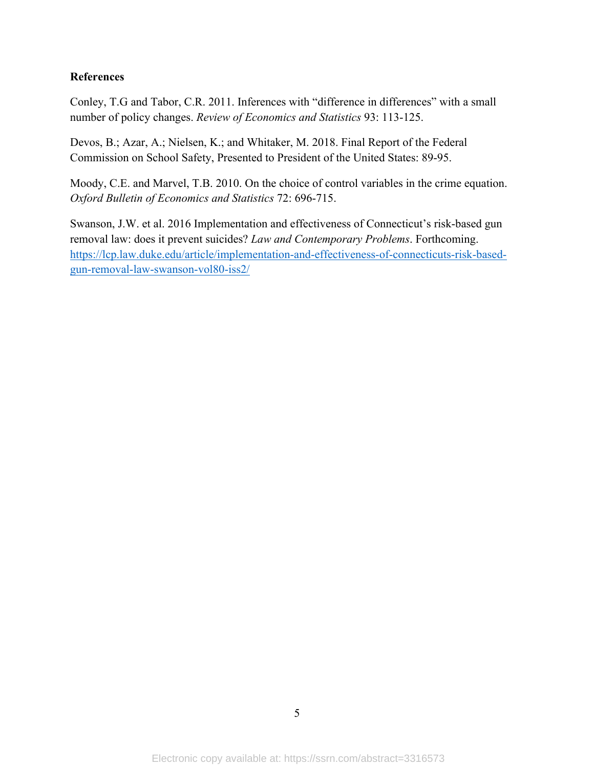**References**

Conley, T.G and Tabor, C.R. 2011. Inferences with "difference in differences" with a small number of policy changes. *Review of Economics and Statistics* 93: 113-125.

Devos, B.; Azar, A.; Nielsen, K.; and Whitaker, M. 2018. Final Report of the Federal Commission on School Safety, Presented to President of the United States: 89-95.

Moody, C.E. and Marvel, T.B. 2010. On the choice of control variables in the crime equation. *Oxford Bulletin of Economics and Statistics* 72: 696-715.

Swanson, J.W. et al. 2016 Implementation and effectiveness of Connecticut's risk-based gun removal law: does it prevent suicides? *Law and Contemporary Problems*. Forthcoming. https://lcp.law.duke.edu/article/implementation-and-effectiveness-of-connecticuts-risk-based-gun-removal-law-swanson-vol80-iss2/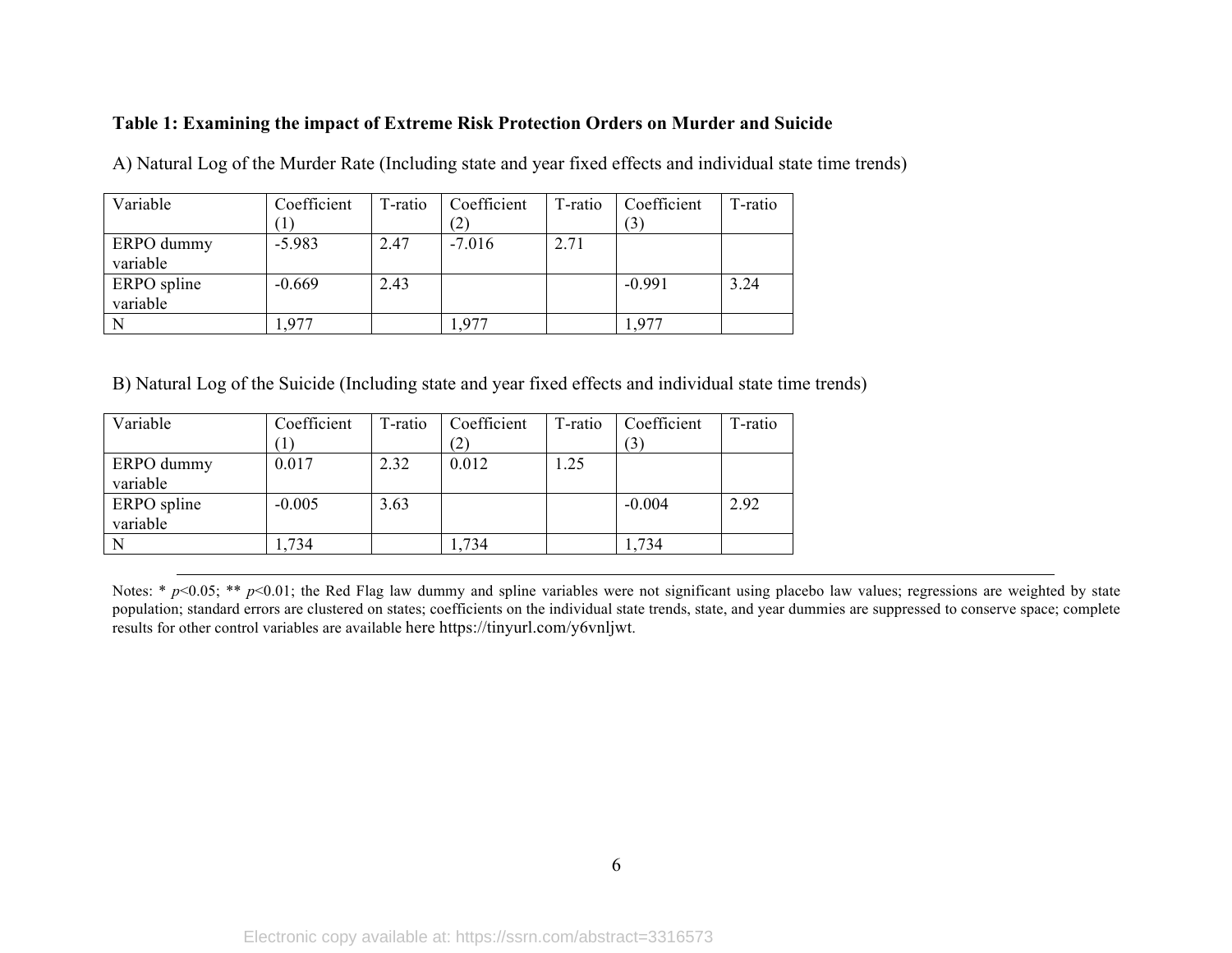**Table 1: Examining the impact of Extreme Risk Protection Orders on Murder and Suicide**

A) Natural Log of the Murder Rate (Including state and year fixed effects and individual state time trends)

| Variable | Coefficient (1) | T-ratio | Coefficient (2) | T-ratio | Coefficient (3) | T-ratio |
|---|---|---|---|---|---|---|
| ERPO dummy variable | -5.983 | 2.47 | -7.016 | 2.71 | | |
| ERPO spline variable | -0.669 | 2.43 | | | -0.991 | 3.24 |
| N | 1,977 | | 1,977 | | 1,977 | |

B) Natural Log of the Suicide (Including state and year fixed effects and individual state time trends)

| Variable | Coefficient (1) | T-ratio | Coefficient (2) | T-ratio | Coefficient (3) | T-ratio |
|---|---|---|---|---|---|---|
| ERPO dummy variable | 0.017 | 2.32 | 0.012 | 1.25 | | |
| ERPO spline variable | -0.005 | 3.63 | | | -0.004 | 2.92 |
| N | 1,734 | | 1,734 | | 1,734 | |

Notes: * $p<0.05$; ** $p<0.01$; the Red Flag law dummy and spline variables were not significant using placebo law values; regressions are weighted by state population; standard errors are clustered on states; coefficients on the individual state trends, state, and year dummies are suppressed to conserve space; complete results for other control variables are available here https://tinyurl.com/y6vnljwt.

Electronic copy available at: https://ssrn.com/abstract=3316573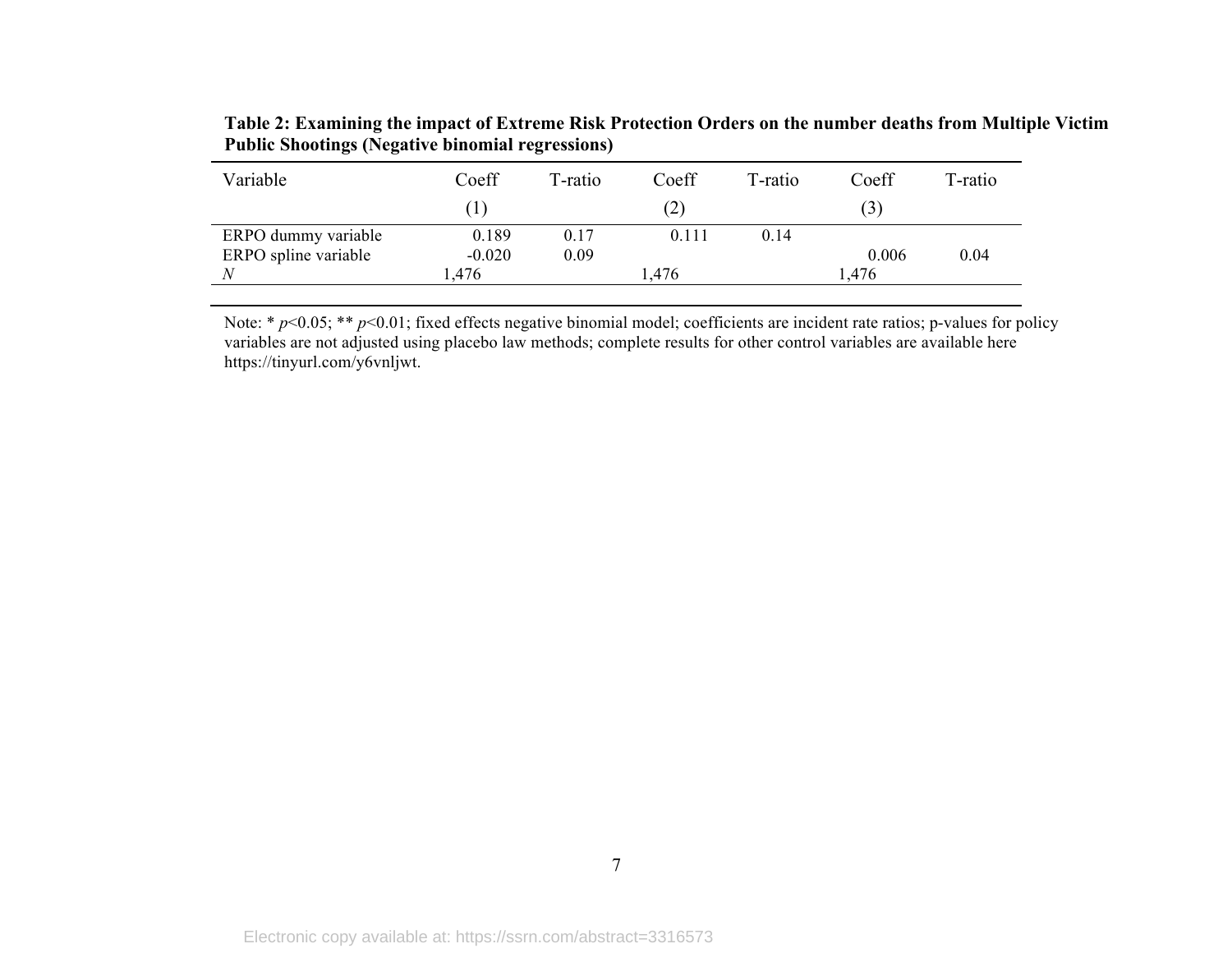**Table 2: Examining the impact of Extreme Risk Protection Orders on the number deaths from Multiple Victim Public Shootings (Negative binomial regressions)**

| Variable | Coeff (1) | T-ratio | Coeff (2) | T-ratio | Coeff (3) | T-ratio |
|---|---|---|---|---|---|---|
| ERPO dummy variable | 0.189 | 0.17 | 0.111 | 0.14 | | |
| ERPO spline variable | -0.020 | 0.09 | | | 0.006 | 0.04 |
| *N* | 1,476 | | 1,476 | | 1,476 | |

Note: * $p<0.05$; ** $p<0.01$; fixed effects negative binomial model; coefficients are incident rate ratios; p-values for policy variables are not adjusted using placebo law methods; complete results for other control variables are available here https://tinyurl.com/y6vnljwt.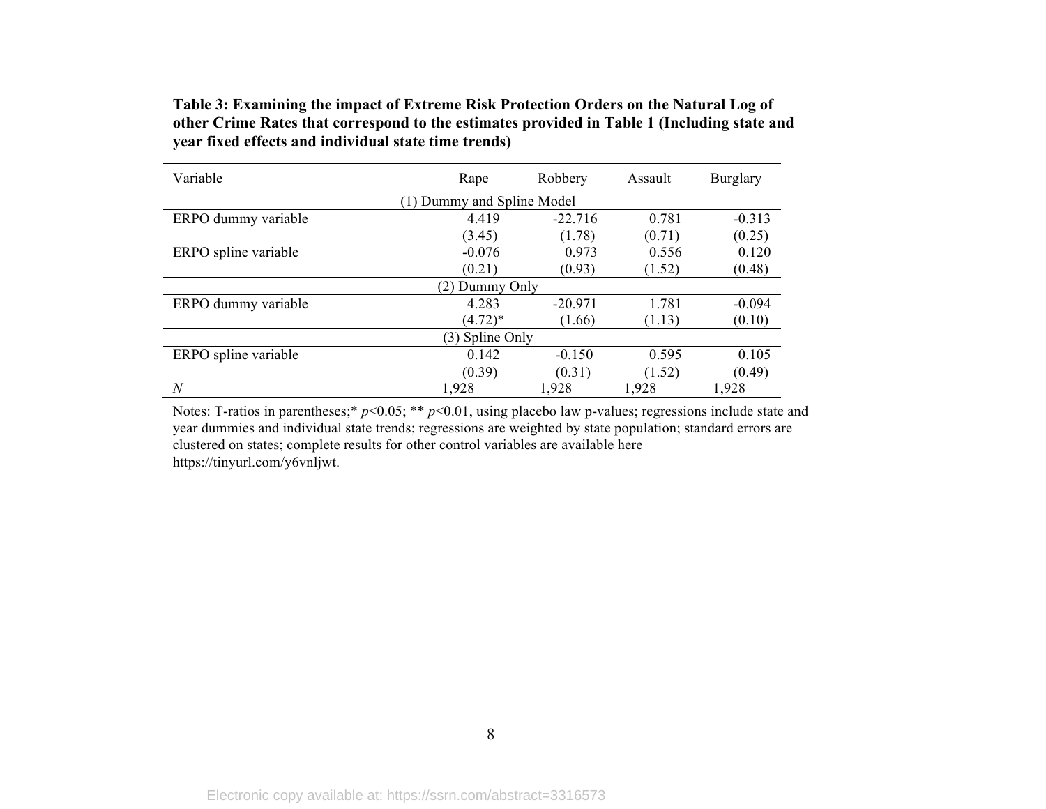**Table 3: Examining the impact of Extreme Risk Protection Orders on the Natural Log of other Crime Rates that correspond to the estimates provided in Table 1 (Including state and year fixed effects and individual state time trends)**

| Variable | Rape | Robbery | Assault | Burglary |
|---|---|---|---|---|
| (1) Dummy and Spline Model | | | | |
| ERPO dummy variable | 4.419 | -22.716 | 0.781 | -0.313 |
| | (3.45) | (1.78) | (0.71) | (0.25) |
| ERPO spline variable | -0.076 | 0.973 | 0.556 | 0.120 |
| | (0.21) | (0.93) | (1.52) | (0.48) |
| (2) Dummy Only | | | | |
| ERPO dummy variable | 4.283 | -20.971 | 1.781 | -0.094 |
| | (4.72)* | (1.66) | (1.13) | (0.10) |
| (3) Spline Only | | | | |
| ERPO spline variable | 0.142 | -0.150 | 0.595 | 0.105 |
| | (0.39) | (0.31) | (1.52) | (0.49) |
| *N* | 1,928 | 1,928 | 1,928 | 1,928 |

Notes: T-ratios in parentheses;* $p<0.05$; ** $p<0.01$, using placebo law p-values; regressions include state and year dummies and individual state trends; regressions are weighted by state population; standard errors are clustered on states; complete results for other control variables are available here https://tinyurl.com/y6vnljwt.

Electronic copy available at: https://ssrn.com/abstract=3316573